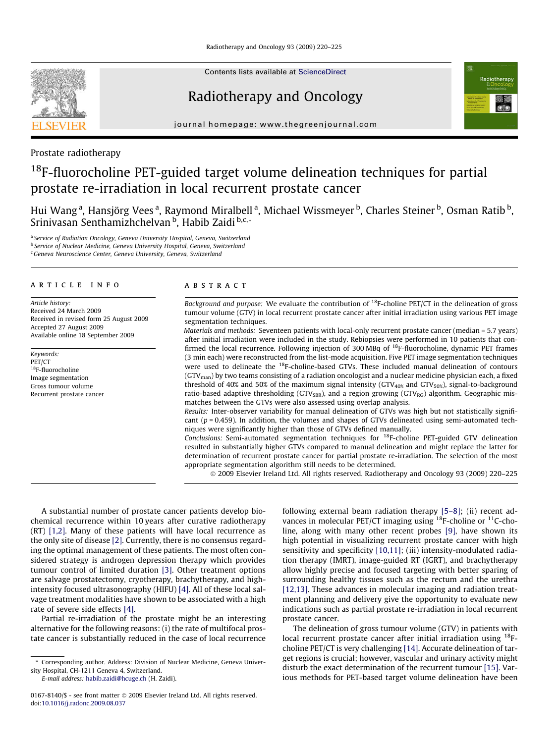Prostate radiotherapy

# $^{18}$F-fluorocholine PET-guided target volume delineation techniques for partial prostate re-irradiation in local recurrent prostate cancer

Hui Wang [a], Hansjörg Vees [a], Raymond Miralbell [a], Michael Wissmeyer [b], Charles Steiner [b], Osman Ratib [b], Srinivasan Senthamizhchelvan [b], Habib Zaidi [b,c,*]

[a] Service of Radiation Oncology, Geneva University Hospital, Geneva, Switzerland
[b] Service of Nuclear Medicine, Geneva University Hospital, Geneva, Switzerland
[c] Geneva Neuroscience Center, Geneva University, Geneva, Switzerland

## ARTICLE INFO

*Article history:*
Received 24 March 2009
Received in revised form 25 August 2009
Accepted 27 August 2009
Available online 18 September 2009

*Keywords:*
PET/CT
$^{18}$F-fluorocholine
Image segmentation
Gross tumour volume
Recurrent prostate cancer

## ABSTRACT

*Background and purpose:* We evaluate the contribution of $^{18}$F-choline PET/CT in the delineation of gross tumour volume (GTV) in local recurrent prostate cancer after initial irradiation using various PET image segmentation techniques.

*Materials and methods:* Seventeen patients with local-only recurrent prostate cancer (median = 5.7 years) after initial irradiation were included in the study. Rebiopsies were performed in 10 patients that confirmed the local recurrence. Following injection of 300 MBq of $^{18}$F-fluorocholine, dynamic PET frames (3 min each) were reconstructed from the list-mode acquisition. Five PET image segmentation techniques were used to delineate the $^{18}$F-choline-based GTVs. These included manual delineation of contours ($GTV_{man}$) by two teams consisting of a radiation oncologist and a nuclear medicine physician each, a fixed threshold of 40% and 50% of the maximum signal intensity ($GTV_{40\%}$ and $GTV_{50\%}$), signal-to-background ratio-based adaptive thresholding ($GTV_{SBR}$), and a region growing ($GTV_{RG}$) algorithm. Geographic mismatches between the GTVs were also assessed using overlap analysis.

*Results:* Inter-observer variability for manual delineation of GTVs was high but not statistically significant ($p = 0.459$). In addition, the volumes and shapes of GTVs delineated using semi-automated techniques were significantly higher than those of GTVs defined manually.

*Conclusions:* Semi-automated segmentation techniques for $^{18}$F-choline PET-guided GTV delineation resulted in substantially higher GTVs compared to manual delineation and might replace the latter for determination of recurrent prostate cancer for partial prostate re-irradiation. The selection of the most appropriate segmentation algorithm still needs to be determined.

© 2009 Elsevier Ireland Ltd. All rights reserved. Radiotherapy and Oncology 93 (2009) 220–225

A substantial number of prostate cancer patients develop biochemical recurrence within 10 years after curative radiotherapy (RT) [1,2]. Many of these patients will have local recurrence as the only site of disease [2]. Currently, there is no consensus regarding the optimal management of these patients. The most often considered strategy is androgen depression therapy which provides tumour control of limited duration [3]. Other treatment options are salvage prostatectomy, cryotherapy, brachytherapy, and high-intensity focused ultrasonography (HIFU) [4]. All of these local salvage treatment modalities have shown to be associated with a high rate of severe side effects [4].

Partial re-irradiation of the prostate might be an interesting alternative for the following reasons: (i) the rate of multifocal prostate cancer is substantially reduced in the case of local recurrence following external beam radiation therapy [5–8]; (ii) recent advances in molecular PET/CT imaging using $^{18}$F-choline or $^{11}$C-choline, along with many other recent probes [9], have shown its high potential in visualizing recurrent prostate cancer with high sensitivity and specificity [10,11]; (iii) intensity-modulated radiation therapy (IMRT), image-guided RT (IGRT), and brachytherapy allow highly precise and focused targeting with better sparing of surrounding healthy tissues such as the rectum and the urethra [12,13]. These advances in molecular imaging and radiation treatment planning and delivery give the opportunity to evaluate new indications such as partial prostate re-irradiation in local recurrent prostate cancer.

The delineation of gross tumour volume (GTV) in patients with local recurrent prostate cancer after initial irradiation using $^{18}$F-choline PET/CT is very challenging [14]. Accurate delineation of target regions is crucial; however, vascular and urinary activity might disturb the exact determination of the recurrent tumour [15]. Various methods for PET-based target volume delineation have been

\* Corresponding author. Address: Division of Nuclear Medicine, Geneva University Hospital, CH-1211 Geneva 4, Switzerland.
*E-mail address:* habib.zaidi@hcuge.ch (H. Zaidi).

0167-8140/$ - see front matter © 2009 Elsevier Ireland Ltd. All rights reserved.
doi:10.1016/j.radonc.2009.08.037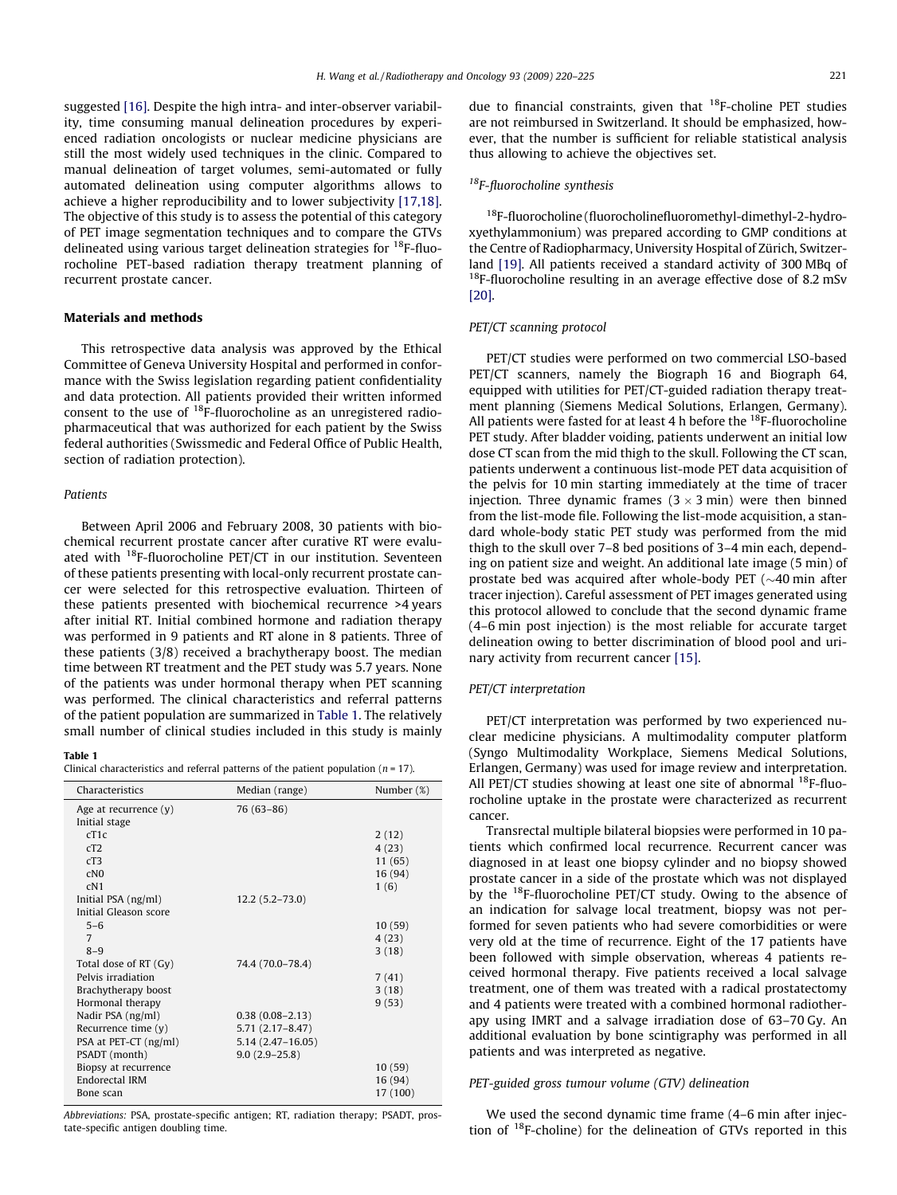suggested [16]. Despite the high intra- and inter-observer variability, time consuming manual delineation procedures by experienced radiation oncologists or nuclear medicine physicians are still the most widely used techniques in the clinic. Compared to manual delineation of target volumes, semi-automated or fully automated delineation using computer algorithms allows to achieve a higher reproducibility and to lower subjectivity [17,18]. The objective of this study is to assess the potential of this category of PET image segmentation techniques and to compare the GTVs delineated using various target delineation strategies for $^{18}$F-fluorocholine PET-based radiation therapy treatment planning of recurrent prostate cancer.

## Materials and methods

This retrospective data analysis was approved by the Ethical Committee of Geneva University Hospital and performed in conformance with the Swiss legislation regarding patient confidentiality and data protection. All patients provided their written informed consent to the use of $^{18}$F-fluorocholine as an unregistered radiopharmaceutical that was authorized for each patient by the Swiss federal authorities (Swissmedic and Federal Office of Public Health, section of radiation protection).

### Patients

Between April 2006 and February 2008, 30 patients with biochemical recurrent prostate cancer after curative RT were evaluated with $^{18}$F-fluorocholine PET/CT in our institution. Seventeen of these patients presenting with local-only recurrent prostate cancer were selected for this retrospective evaluation. Thirteen of these patients presented with biochemical recurrence >4 years after initial RT. Initial combined hormone and radiation therapy was performed in 9 patients and RT alone in 8 patients. Three of these patients (3/8) received a brachytherapy boost. The median time between RT treatment and the PET study was 5.7 years. None of the patients was under hormonal therapy when PET scanning was performed. The clinical characteristics and referral patterns of the patient population are summarized in Table 1. The relatively small number of clinical studies included in this study is mainly due to financial constraints, given that $^{18}$F-choline PET studies are not reimbursed in Switzerland. It should be emphasized, however, that the number is sufficient for reliable statistical analysis thus allowing to achieve the objectives set.

**Table 1**
Clinical characteristics and referral patterns of the patient population ($n$ = 17).

| Characteristics | Median (range) | Number (%) |
|---|---|---|
| Age at recurrence (y) | 76 (63–86) | |
| Initial stage | | |
| cT1c | | 2 (12) |
| cT2 | | 4 (23) |
| cT3 | | 11 (65) |
| cN0 | | 16 (94) |
| cN1 | | 1 (6) |
| Initial PSA (ng/ml) | 12.2 (5.2–73.0) | |
| Initial Gleason score | | |
| 5–6 | | 10 (59) |
| 7 | | 4 (23) |
| 8–9 | | 3 (18) |
| Total dose of RT (Gy) | 74.4 (70.0–78.4) | |
| Pelvis irradiation | | 7 (41) |
| Brachytherapy boost | | 3 (18) |
| Hormonal therapy | | 9 (53) |
| Nadir PSA (ng/ml) | 0.38 (0.08–2.13) | |
| Recurrence time (y) | 5.71 (2.17–8.47) | |
| PSA at PET-CT (ng/ml) | 5.14 (2.47–16.05) | |
| PSADT (month) | 9.0 (2.9–25.8) | |
| Biopsy at recurrence | | 10 (59) |
| Endorectal IRM | | 16 (94) |
| Bone scan | | 17 (100) |

*Abbreviations:* PSA, prostate-specific antigen; RT, radiation therapy; PSADT, prostate-specific antigen doubling time.

### $^{18}$F-fluorocholine synthesis

$^{18}$F-fluorocholine (fluorocholinefluoromethyl-dimethyl-2-hydroxyethylammonium) was prepared according to GMP conditions at the Centre of Radiopharmacy, University Hospital of Zürich, Switzerland [19]. All patients received a standard activity of 300 MBq of $^{18}$F-fluorocholine resulting in an average effective dose of 8.2 mSv [20].

### PET/CT scanning protocol

PET/CT studies were performed on two commercial LSO-based PET/CT scanners, namely the Biograph 16 and Biograph 64, equipped with utilities for PET/CT-guided radiation therapy treatment planning (Siemens Medical Solutions, Erlangen, Germany). All patients were fasted for at least 4 h before the $^{18}$F-fluorocholine PET study. After bladder voiding, patients underwent an initial low dose CT scan from the mid thigh to the skull. Following the CT scan, patients underwent a continuous list-mode PET data acquisition of the pelvis for 10 min starting immediately at the time of tracer injection. Three dynamic frames ($3 \times 3$ min) were then binned from the list-mode file. Following the list-mode acquisition, a standard whole-body static PET study was performed from the mid thigh to the skull over 7–8 bed positions of 3–4 min each, depending on patient size and weight. An additional late image (5 min) of prostate bed was acquired after whole-body PET (~40 min after tracer injection). Careful assessment of PET images generated using this protocol allowed to conclude that the second dynamic frame (4–6 min post injection) is the most reliable for accurate target delineation owing to better discrimination of blood pool and urinary activity from recurrent cancer [15].

### PET/CT interpretation

PET/CT interpretation was performed by two experienced nuclear medicine physicians. A multimodality computer platform (Syngo Multimodality Workplace, Siemens Medical Solutions, Erlangen, Germany) was used for image review and interpretation. All PET/CT studies showing at least one site of abnormal $^{18}$F-fluorocholine uptake in the prostate were characterized as recurrent cancer.

Transrectal multiple bilateral biopsies were performed in 10 patients which confirmed local recurrence. Recurrent cancer was diagnosed in at least one biopsy cylinder and no biopsy showed prostate cancer in a side of the prostate which was not displayed by the $^{18}$F-fluorocholine PET/CT study. Owing to the absence of an indication for salvage local treatment, biopsy was not performed for seven patients who had severe comorbidities or were very old at the time of recurrence. Eight of the 17 patients have been followed with simple observation, whereas 4 patients received hormonal therapy. Five patients received a local salvage treatment, one of them was treated with a radical prostatectomy and 4 patients were treated with a combined hormonal radiotherapy using IMRT and a salvage irradiation dose of 63–70 Gy. An additional evaluation by bone scintigraphy was performed in all patients and was interpreted as negative.

### PET-guided gross tumour volume (GTV) delineation

We used the second dynamic time frame (4–6 min after injection of $^{18}$F-choline) for the delineation of GTVs reported in this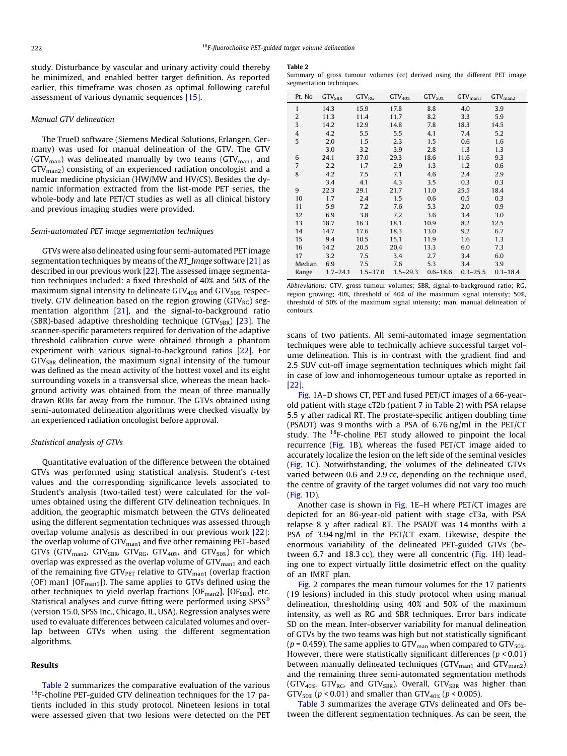study. Disturbance by vascular and urinary activity could thereby be minimized, and enabled better target definition. As reported earlier, this timeframe was chosen as optimal following careful assessment of various dynamic sequences [15].

*Manual GTV delineation*

The TrueD software (Siemens Medical Solutions, Erlangen, Germany) was used for manual delineation of the GTV. The GTV ($GTV_{man}$) was delineated manually by two teams ($GTV_{man1}$ and $GTV_{man2}$) consisting of an experienced radiation oncologist and a nuclear medicine physician (HW/MW and HV/CS). Besides the dynamic information extracted from the list-mode PET series, the whole-body and late PET/CT studies as well as all clinical history and previous imaging studies were provided.

*Semi-automated PET image segmentation techniques*

GTVs were also delineated using four semi-automated PET image segmentation techniques by means of the *RT_Image* software [21] as described in our previous work [22]. The assessed image segmentation techniques included: a fixed threshold of 40% and 50% of the maximum signal intensity to delineate $GTV_{40\%}$ and $GTV_{50\%}$, respectively, GTV delineation based on the region growing ($GTV_{RG}$) segmentation algorithm [21], and the signal-to-background ratio (SBR)-based adaptive thresholding technique ($GTV_{SBR}$) [23]. The scanner-specific parameters required for derivation of the adaptive threshold calibration curve were obtained through a phantom experiment with various signal-to-background ratios [22]. For $GTV_{SBR}$ delineation, the maximum signal intensity of the tumour was defined as the mean activity of the hottest voxel and its eight surrounding voxels in a transversal slice, whereas the mean background activity was obtained from the mean of three manually drawn ROIs far away from the tumour. The GTVs obtained using semi-automated delineation algorithms were checked visually by an experienced radiation oncologist before approval.

*Statistical analysis of GTVs*

Quantitative evaluation of the difference between the obtained GTVs was performed using statistical analysis. Student's *t*-test values and the corresponding significance levels associated to Student's analysis (two-tailed test) were calculated for the volumes obtained using the different GTV delineation techniques. In addition, the geographic mismatch between the GTVs delineated using the different segmentation techniques was assessed through overlap volume analysis as described in our previous work [22]: the overlap volume of $GTV_{man1}$ and five other remaining PET-based GTVs ($GTV_{man2}$, $GTV_{SBR}$, $GTV_{RG}$, $GTV_{40\%}$, and $GTV_{50\%}$) for which overlap was expressed as the overlap volume of $GTV_{man1}$ and each of the remaining five $GTV_{PET}$ relative to $GTV_{man1}$ (overlap fraction (OF) man1 [$OF_{man1}$]). The same applies to GTVs defined using the other techniques to yield overlap fractions [$OF_{man2}$], [$OF_{SBR}$], etc. Statistical analyses and curve fitting were performed using SPSS® (version 15.0, SPSS Inc., Chicago, IL, USA). Regression analyses were used to evaluate differences between calculated volumes and overlap between GTVs when using the different segmentation algorithms.

## Results

Table 2 summarizes the comparative evaluation of the various $^{18}$F-choline PET-guided GTV delineation techniques for the 17 patients included in this study protocol. Nineteen lesions in total were assessed given that two lesions were detected on the PET scans of two patients. All semi-automated image segmentation techniques were able to technically achieve successful target volume delineation. This is in contrast with the gradient find and 2.5 SUV cut-off image segmentation techniques which might fail in case of low and inhomogeneous tumour uptake as reported in [22].

**Table 2**
Summary of gross tumour volumes (cc) derived using the different PET image segmentation techniques.

| Pt. No | $GTV_{SBR}$ | $GTV_{RG}$ | $GTV_{40\%}$ | $GTV_{50\%}$ | $GTV_{man1}$ | $GTV_{man2}$ |
|---|---|---|---|---|---|---|
| 1 | 14.3 | 15.9 | 17.8 | 8.8 | 4.0 | 3.9 |
| 2 | 11.3 | 11.4 | 11.7 | 8.2 | 3.3 | 5.9 |
| 3 | 14.2 | 12.9 | 14.8 | 7.8 | 18.3 | 14.5 |
| 4 | 4.2 | 5.5 | 5.5 | 4.1 | 7.4 | 5.2 |
| 5 | 2.0 | 1.5 | 2.3 | 1.5 | 0.6 | 1.6 |
| | 3.0 | 3.2 | 3.9 | 2.8 | 1.3 | 1.3 |
| 6 | 24.1 | 37.0 | 29.3 | 18.6 | 11.6 | 9.3 |
| 7 | 2.2 | 1.7 | 2.9 | 1.3 | 1.2 | 0.6 |
| 8 | 4.2 | 7.5 | 7.1 | 4.6 | 2.4 | 2.9 |
| | 3.4 | 4.1 | 4.3 | 3.5 | 0.3 | 0.3 |
| 9 | 22.3 | 29.1 | 21.7 | 11.0 | 25.5 | 18.4 |
| 10 | 1.7 | 2.4 | 1.5 | 0.6 | 0.5 | 0.3 |
| 11 | 5.9 | 7.2 | 7.6 | 5.3 | 2.0 | 0.9 |
| 12 | 6.9 | 3.8 | 7.2 | 3.6 | 3.4 | 3.0 |
| 13 | 18.7 | 16.3 | 18.1 | 10.9 | 8.2 | 12.5 |
| 14 | 14.7 | 17.6 | 18.3 | 13.0 | 9.2 | 6.7 |
| 15 | 9.4 | 10.5 | 15.1 | 11.9 | 1.6 | 1.3 |
| 16 | 14.2 | 20.5 | 20.4 | 13.3 | 6.0 | 7.3 |
| 17 | 3.2 | 7.5 | 3.4 | 2.7 | 3.4 | 6.0 |
| Median | 6.9 | 7.5 | 7.6 | 5.3 | 3.4 | 3.9 |
| Range | 1.7–24.1 | 1.5–37.0 | 1.5–29.3 | 0.6–18.6 | 0.3–25.5 | 0.3–18.4 |

*Abbreviations:* GTV, gross tumour volumes; SBR, signal-to-background ratio; RG, region growing; 40%, threshold of 40% of the maximum signal intensity; 50%, threshold of 50% of the maximum signal intensity; man, manual delineation of contours.

Fig. 1A–D shows CT, PET and fused PET/CT images of a 66-year-old patient with stage cT2b (patient 7 in Table 2) with PSA relapse 5.5 y after radical RT. The prostate-specific antigen doubling time (PSADT) was 9 months with a PSA of 6.76 ng/ml in the PET/CT study. The $^{18}$F-choline PET study allowed to pinpoint the local recurrence (Fig. 1B), whereas the fused PET/CT image aided to accurately localize the lesion on the left side of the seminal vesicles (Fig. 1C). Notwithstanding, the volumes of the delineated GTVs varied between 0.6 and 2.9 cc, depending on the technique used, the centre of gravity of the target volumes did not vary too much (Fig. 1D).

Another case is shown in Fig. 1E–H where PET/CT images are depicted for an 86-year-old patient with stage cT3a, with PSA relapse 8 y after radical RT. The PSADT was 14 months with a PSA of 3.94 ng/ml in the PET/CT exam. Likewise, despite the enormous variability of the delineated PET-guided GTVs (between 6.7 and 18.3 cc), they were all concentric (Fig. 1H) leading one to expect virtually little dosimetric effect on the quality of an IMRT plan.

Fig. 2 compares the mean tumour volumes for the 17 patients (19 lesions) included in this study protocol when using manual delineation, thresholding using 40% and 50% of the maximum intensity, as well as RG and SBR techniques. Error bars indicate SD on the mean. Inter-observer variability for manual delineation of GTVs by the two teams was high but not statistically significant ($p = 0.459$). The same applies to $GTV_{man}$ when compared to $GTV_{50\%}$. However, there were statistically significant differences ($p < 0.01$) between manually delineated techniques ($GTV_{man1}$ and $GTV_{man2}$) and the remaining three semi-automated segmentation methods ($GTV_{40\%}$, $GTV_{RG}$, and $GTV_{SBR}$). Overall, $GTV_{SBR}$ was higher than $GTV_{50\%}$ ($p < 0.01$) and smaller than $GTV_{40\%}$ ($p < 0.005$).

Table 3 summarizes the average GTVs delineated and OFs between the different segmentation techniques. As can be seen, the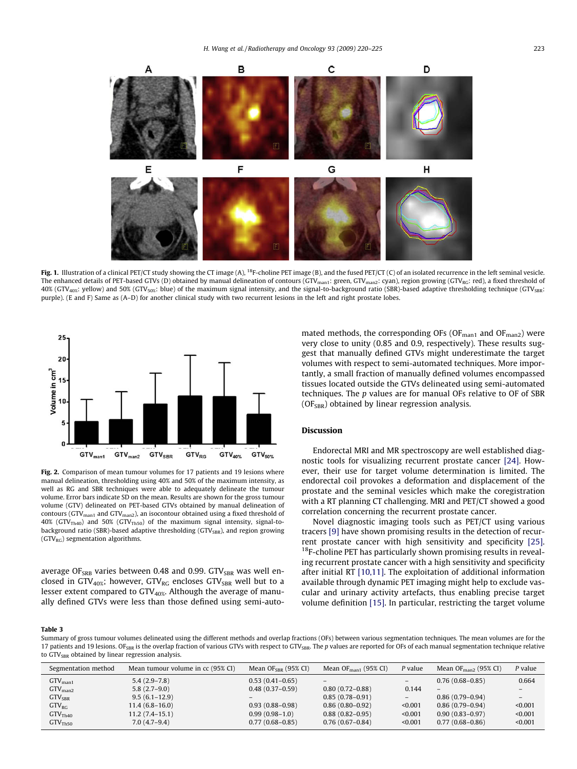**Fig. 1.** Illustration of a clinical PET/CT study showing the CT image (A), [18]F-choline PET image (B), and the fused PET/CT (C) of an isolated recurrence in the left seminal vesicle. The enhanced details of PET-based GTVs (D) obtained by manual delineation of contours ($GTV_{man1}$: green, $GTV_{man2}$: cyan), region growing ($GTV_{RG}$: red), a fixed threshold of 40% ($GTV_{40\%}$: yellow) and 50% ($GTV_{50\%}$: blue) of the maximum signal intensity, and the signal-to-background ratio (SBR)-based adaptive thresholding technique ($GTV_{SBR}$: purple). (E and F) Same as (A–D) for another clinical study with two recurrent lesions in the left and right prostate lobes.

**Fig. 2.** Comparison of mean tumour volumes for 17 patients and 19 lesions where manual delineation, thresholding using 40% and 50% of the maximum intensity, as well as RG and SBR techniques were able to adequately delineate the tumour volume. Error bars indicate SD on the mean. Results are shown for the gross tumour volume (GTV) delineated on PET-based GTVs obtained by manual delineation of contours ($GTV_{man1}$ and $GTV_{man2}$), an isocontour obtained using a fixed threshold of 40% ($GTV_{Th40}$) and 50% ($GTV_{Th50}$) of the maximum signal intensity, signal-to-background ratio (SBR)-based adaptive thresholding ($GTV_{SBR}$), and region growing ($GTV_{RG}$) segmentation algorithms.

average $OF_{SRB}$ varies between 0.48 and 0.99. $GTV_{SBR}$ was well enclosed in $GTV_{40\%}$; however, $GTV_{RG}$ encloses $GTV_{SBR}$ well but to a lesser extent compared to $GTV_{40\%}$. Although the average of manually defined GTVs were less than those defined using semi-automated methods, the corresponding OFs ($OF_{man1}$ and $OF_{man2}$) were very close to unity (0.85 and 0.9, respectively). These results suggest that manually defined GTVs might underestimate the target volumes with respect to semi-automated techniques. More importantly, a small fraction of manually defined volumes encompassed tissues located outside the GTVs delineated using semi-automated techniques. The $p$ values are for manual OFs relative to OF of SBR ($OF_{SBR}$) obtained by linear regression analysis.

## Discussion

Endorectal MRI and MR spectroscopy are well established diagnostic tools for visualizing recurrent prostate cancer [24]. However, their use for target volume determination is limited. The endorectal coil provokes a deformation and displacement of the prostate and the seminal vesicles which make the coregistration with a RT planning CT challenging. MRI and PET/CT showed a good correlation concerning the recurrent prostate cancer.

Novel diagnostic imaging tools such as PET/CT using various tracers [9] have shown promising results in the detection of recurrent prostate cancer with high sensitivity and specificity [25]. [18]F-choline PET has particularly shown promising results in revealing recurrent prostate cancer with a high sensitivity and specificity after initial RT [10,11]. The exploitation of additional information available through dynamic PET imaging might help to exclude vascular and urinary activity artefacts, thus enabling precise target volume definition [15]. In particular, restricting the target volume

**Table 3**
Summary of gross tumour volumes delineated using the different methods and overlap fractions (OFs) between various segmentation techniques. The mean volumes are for the 17 patients and 19 lesions. $OF_{SBR}$ is the overlap fraction of various GTVs with respect to $GTV_{SBR}$. The $p$ values are reported for OFs of each manual segmentation technique relative to $GTV_{SBR}$ obtained by linear regression analysis.

| Segmentation method | Mean tumour volume in cc (95% CI) | Mean $OF_{SBR}$ (95% CI) | Mean $OF_{man1}$ (95% CI) | $P$ value | Mean $OF_{man2}$ (95% CI) | $P$ value |
|---|---|---|---|---|---|---|
| $GTV_{man1}$ | 5.4 (2.9–7.8) | 0.53 (0.41–0.65) | – | – | 0.76 (0.68–0.85) | 0.664 |
| $GTV_{man2}$ | 5.8 (2.7–9.0) | 0.48 (0.37–0.59) | 0.80 (0.72–0.88) | 0.144 | – | – |
| $GTV_{SBR}$ | 9.5 (6.1–12.9) | – | 0.85 (0.78–0.91) | – | 0.86 (0.79–0.94) | – |
| $GTV_{RG}$ | 11.4 (6.8–16.0) | 0.93 (0.88–0.98) | 0.86 (0.80–0.92) | <0.001 | 0.86 (0.79–0.94) | <0.001 |
| $GTV_{Th40}$ | 11.2 (7.4–15.1) | 0.99 (0.98–1.0) | 0.88 (0.82–0.95) | <0.001 | 0.90 (0.83–0.97) | <0.001 |
| $GTV_{Th50}$ | 7.0 (4.7–9.4) | 0.77 (0.68–0.85) | 0.76 (0.67–0.84) | <0.001 | 0.77 (0.68–0.86) | <0.001 |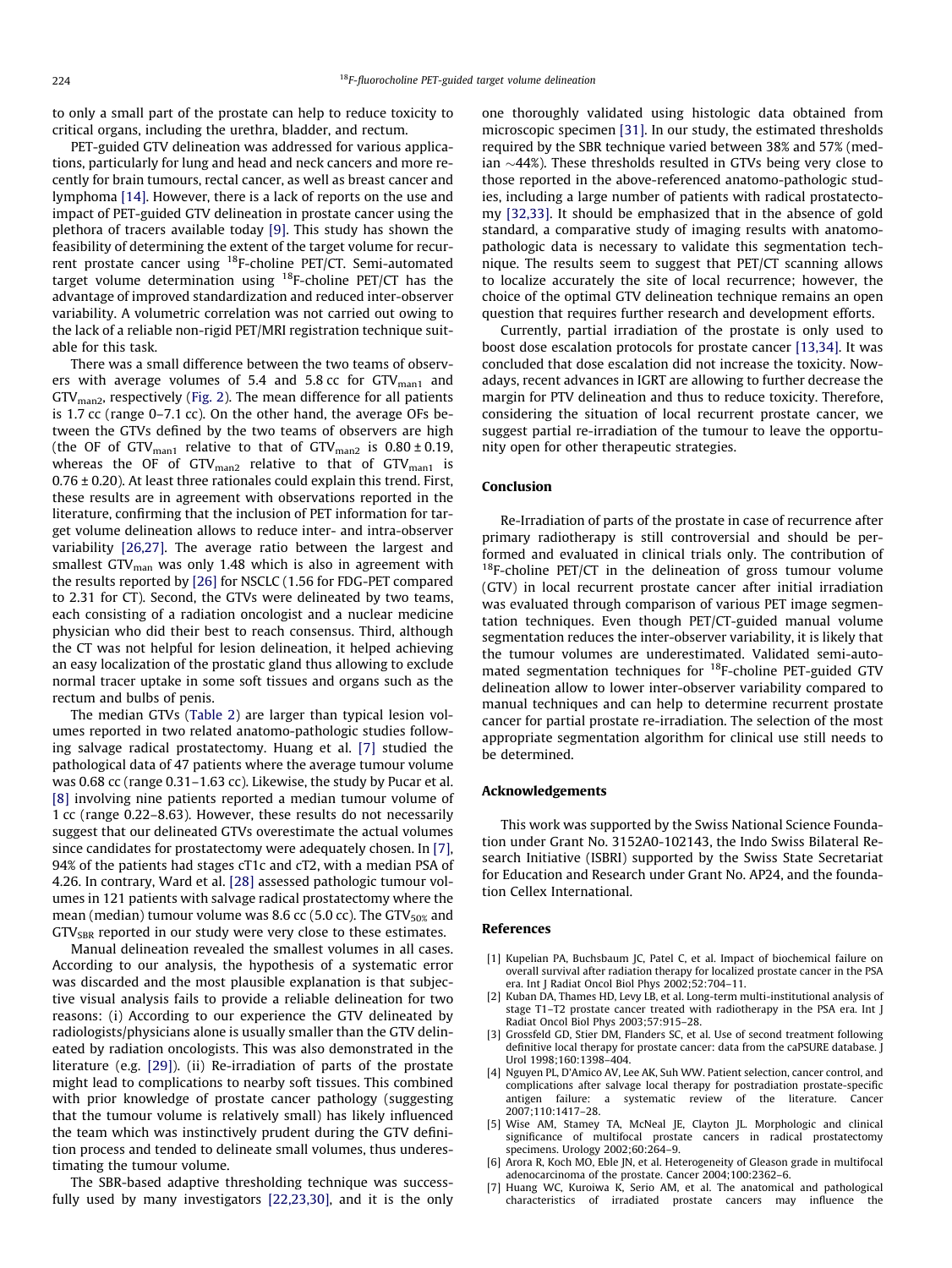to only a small part of the prostate can help to reduce toxicity to critical organs, including the urethra, bladder, and rectum.

PET-guided GTV delineation was addressed for various applications, particularly for lung and head and neck cancers and more recently for brain tumours, rectal cancer, as well as breast cancer and lymphoma [14]. However, there is a lack of reports on the use and impact of PET-guided GTV delineation in prostate cancer using the plethora of tracers available today [9]. This study has shown the feasibility of determining the extent of the target volume for recurrent prostate cancer using $^{18}$F-choline PET/CT. Semi-automated target volume determination using $^{18}$F-choline PET/CT has the advantage of improved standardization and reduced inter-observer variability. A volumetric correlation was not carried out owing to the lack of a reliable non-rigid PET/MRI registration technique suitable for this task.

There was a small difference between the two teams of observers with average volumes of 5.4 and 5.8 cc for $GTV_{man1}$ and $GTV_{man2}$, respectively (Fig. 2). The mean difference for all patients is 1.7 cc (range 0–7.1 cc). On the other hand, the average OFs between the GTVs defined by the two teams of observers are high (the OF of $GTV_{man1}$ relative to that of $GTV_{man2}$ is $0.80 \pm 0.19$, whereas the OF of $GTV_{man2}$ relative to that of $GTV_{man1}$ is $0.76 \pm 0.20$). At least three rationales could explain this trend. First, these results are in agreement with observations reported in the literature, confirming that the inclusion of PET information for target volume delineation allows to reduce inter- and intra-observer variability [26,27]. The average ratio between the largest and smallest $GTV_{man}$ was only 1.48 which is also in agreement with the results reported by [26] for NSCLC (1.56 for FDG-PET compared to 2.31 for CT). Second, the GTVs were delineated by two teams, each consisting of a radiation oncologist and a nuclear medicine physician who did their best to reach consensus. Third, although the CT was not helpful for lesion delineation, it helped achieving an easy localization of the prostatic gland thus allowing to exclude normal tracer uptake in some soft tissues and organs such as the rectum and bulbs of penis.

The median GTVs (Table 2) are larger than typical lesion volumes reported in two related anatomo-pathologic studies following salvage radical prostatectomy. Huang et al. [7] studied the pathological data of 47 patients where the average tumour volume was 0.68 cc (range 0.31–1.63 cc). Likewise, the study by Pucar et al. [8] involving nine patients reported a median tumour volume of 1 cc (range 0.22–8.63). However, these results do not necessarily suggest that our delineated GTVs overestimate the actual volumes since candidates for prostatectomy were adequately chosen. In [7], 94% of the patients had stages cT1c and cT2, with a median PSA of 4.26. In contrary, Ward et al. [28] assessed pathologic tumour volumes in 121 patients with salvage radical prostatectomy where the mean (median) tumour volume was 8.6 cc (5.0 cc). The $GTV_{50\%}$ and $GTV_{SBR}$ reported in our study were very close to these estimates.

Manual delineation revealed the smallest volumes in all cases. According to our analysis, the hypothesis of a systematic error was discarded and the most plausible explanation is that subjective visual analysis fails to provide a reliable delineation for two reasons: (i) According to our experience the GTV delineated by radiologists/physicians alone is usually smaller than the GTV delineated by radiation oncologists. This was also demonstrated in the literature (e.g. [29]). (ii) Re-irradiation of parts of the prostate might lead to complications to nearby soft tissues. This combined with prior knowledge of prostate cancer pathology (suggesting that the tumour volume is relatively small) has likely influenced the team which was instinctively prudent during the GTV definition process and tended to delineate small volumes, thus underestimating the tumour volume.

The SBR-based adaptive thresholding technique was successfully used by many investigators [22,23,30], and it is the only one thoroughly validated using histologic data obtained from microscopic specimen [31]. In our study, the estimated thresholds required by the SBR technique varied between 38% and 57% (median ~44%). These thresholds resulted in GTVs being very close to those reported in the above-referenced anatomo-pathologic studies, including a large number of patients with radical prostatectomy [32,33]. It should be emphasized that in the absence of gold standard, a comparative study of imaging results with anatomo-pathologic data is necessary to validate this segmentation technique. The results seem to suggest that PET/CT scanning allows to localize accurately the site of local recurrence; however, the choice of the optimal GTV delineation technique remains an open question that requires further research and development efforts.

Currently, partial irradiation of the prostate is only used to boost dose escalation protocols for prostate cancer [13,34]. It was concluded that dose escalation did not increase the toxicity. Nowadays, recent advances in IGRT are allowing to further decrease the margin for PTV delineation and thus to reduce toxicity. Therefore, considering the situation of local recurrent prostate cancer, we suggest partial re-irradiation of the tumour to leave the opportunity open for other therapeutic strategies.

## Conclusion

Re-Irradiation of parts of the prostate in case of recurrence after primary radiotherapy is still controversial and should be performed and evaluated in clinical trials only. The contribution of $^{18}$F-choline PET/CT in the delineation of gross tumour volume (GTV) in local recurrent prostate cancer after initial irradiation was evaluated through comparison of various PET image segmentation techniques. Even though PET/CT-guided manual volume segmentation reduces the inter-observer variability, it is likely that the tumour volumes are underestimated. Validated semi-automated segmentation techniques for $^{18}$F-choline PET-guided GTV delineation allow to lower inter-observer variability compared to manual techniques and can help to determine recurrent prostate cancer for partial prostate re-irradiation. The selection of the most appropriate segmentation algorithm for clinical use still needs to be determined.

## Acknowledgements

This work was supported by the Swiss National Science Foundation under Grant No. 3152A0-102143, the Indo Swiss Bilateral Research Initiative (ISBRI) supported by the Swiss State Secretariat for Education and Research under Grant No. AP24, and the foundation Cellex International.

## References

[1] Kupelian PA, Buchsbaum JC, Patel C, et al. Impact of biochemical failure on overall survival after radiation therapy for localized prostate cancer in the PSA era. Int J Radiat Oncol Biol Phys 2002;52:704–11.

[2] Kuban DA, Thames HD, Levy LB, et al. Long-term multi-institutional analysis of stage T1–T2 prostate cancer treated with radiotherapy in the PSA era. Int J Radiat Oncol Biol Phys 2003;57:915–28.

[3] Grossfeld GD, Stier DM, Flanders SC, et al. Use of second treatment following definitive local therapy for prostate cancer: data from the caPSURE database. J Urol 1998;160:1398–404.

[4] Nguyen PL, D'Amico AV, Lee AK, Suh WW. Patient selection, cancer control, and complications after salvage local therapy for postradiation prostate-specific antigen failure: a systematic review of the literature. Cancer 2007;110:1417–28.

[5] Wise AM, Stamey TA, McNeal JE, Clayton JL. Morphologic and clinical significance of multifocal prostate cancers in radical prostatectomy specimens. Urology 2002;60:264–9.

[6] Arora R, Koch MO, Eble JN, et al. Heterogeneity of Gleason grade in multifocal adenocarcinoma of the prostate. Cancer 2004;100:2362–6.

[7] Huang WC, Kuroiwa K, Serio AM, et al. The anatomical and pathological characteristics of irradiated prostate cancers may influence the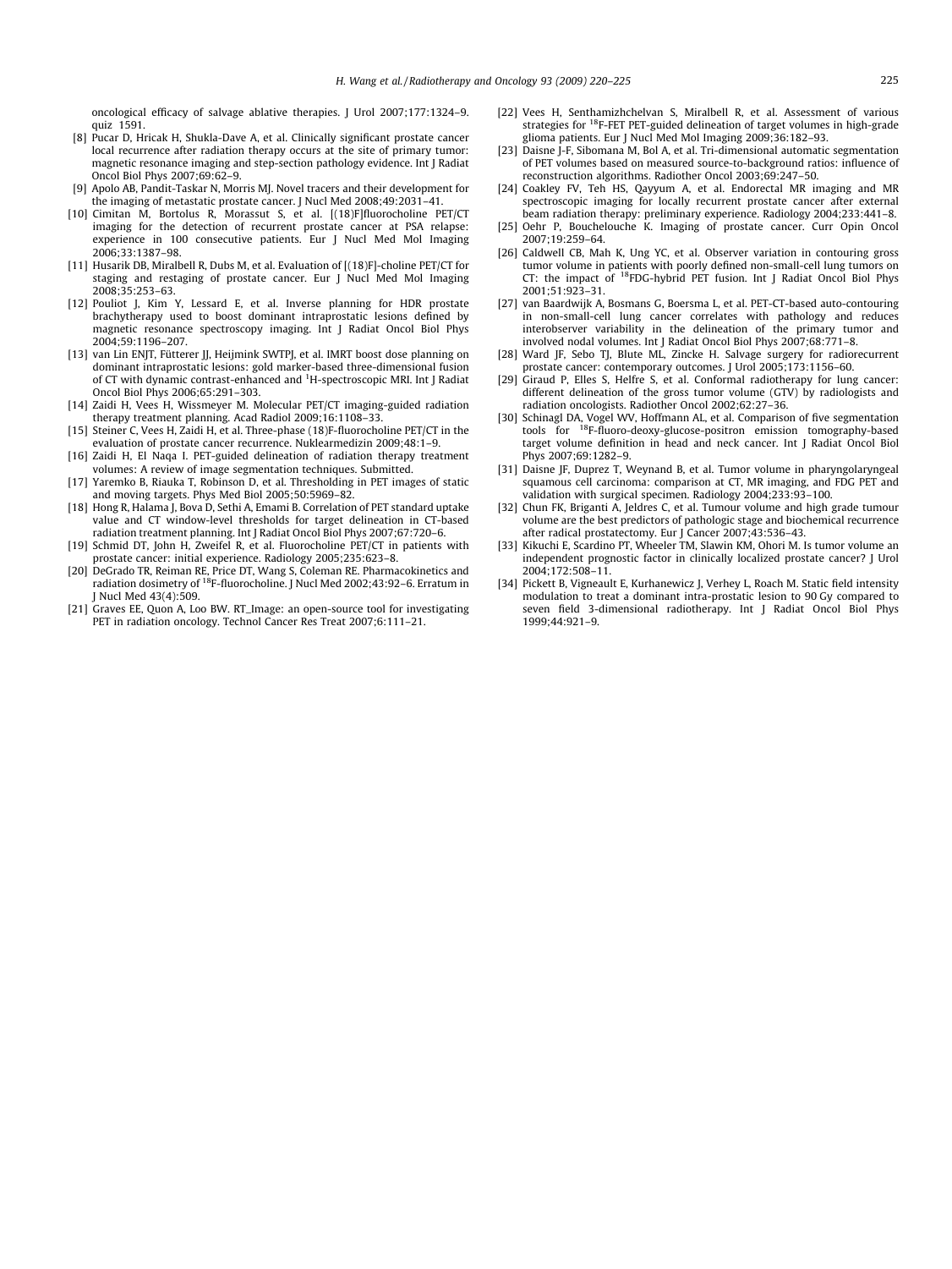oncological efficacy of salvage ablative therapies. J Urol 2007;177:1324–9. quiz 1591.

[8] Pucar D, Hricak H, Shukla-Dave A, et al. Clinically significant prostate cancer local recurrence after radiation therapy occurs at the site of primary tumor: magnetic resonance imaging and step-section pathology evidence. Int J Radiat Oncol Biol Phys 2007;69:62–9.

[9] Apolo AB, Pandit-Taskar N, Morris MJ. Novel tracers and their development for the imaging of metastatic prostate cancer. J Nucl Med 2008;49:2031–41.

[10] Cimitan M, Bortolus R, Morassut S, et al. [(18)F]fluorocholine PET/CT imaging for the detection of recurrent prostate cancer at PSA relapse: experience in 100 consecutive patients. Eur J Nucl Med Mol Imaging 2006;33:1387–98.

[11] Husarik DB, Miralbell R, Dubs M, et al. Evaluation of [(18)F]-choline PET/CT for staging and restaging of prostate cancer. Eur J Nucl Med Mol Imaging 2008;35:253–63.

[12] Pouliot J, Kim Y, Lessard E, et al. Inverse planning for HDR prostate brachytherapy used to boost dominant intraprostatic lesions defined by magnetic resonance spectroscopy imaging. Int J Radiat Oncol Biol Phys 2004;59:1196–207.

[13] van Lin ENJT, Fütterer JJ, Heijmink SWTPJ, et al. IMRT boost dose planning on dominant intraprostatic lesions: gold marker-based three-dimensional fusion of CT with dynamic contrast-enhanced and $^{1}$H-spectroscopic MRI. Int J Radiat Oncol Biol Phys 2006;65:291–303.

[14] Zaidi H, Vees H, Wissmeyer M. Molecular PET/CT imaging-guided radiation therapy treatment planning. Acad Radiol 2009;16:1108–33.

[15] Steiner C, Vees H, Zaidi H, et al. Three-phase (18)F-fluorocholine PET/CT in the evaluation of prostate cancer recurrence. Nuklearmedizin 2009;48:1–9.

[16] Zaidi H, El Naqa I. PET-guided delineation of radiation therapy treatment volumes: A review of image segmentation techniques. Submitted.

[17] Yaremko B, Riauka T, Robinson D, et al. Thresholding in PET images of static and moving targets. Phys Med Biol 2005;50:5969–82.

[18] Hong R, Halama J, Bova D, Sethi A, Emami B. Correlation of PET standard uptake value and CT window-level thresholds for target delineation in CT-based radiation treatment planning. Int J Radiat Oncol Biol Phys 2007;67:720–6.

[19] Schmid DT, John H, Zweifel R, et al. Fluorocholine PET/CT in patients with prostate cancer: initial experience. Radiology 2005;235:623–8.

[20] DeGrado TR, Reiman RE, Price DT, Wang S, Coleman RE. Pharmacokinetics and radiation dosimetry of $^{18}$F-fluorocholine. J Nucl Med 2002;43:92–6. Erratum in J Nucl Med 43(4):509.

[21] Graves EE, Quon A, Loo BW. RT_Image: an open-source tool for investigating PET in radiation oncology. Technol Cancer Res Treat 2007;6:111–21.

[22] Vees H, Senthamizhchelvan S, Miralbell R, et al. Assessment of various strategies for $^{18}$F-FET PET-guided delineation of target volumes in high-grade glioma patients. Eur J Nucl Med Mol Imaging 2009;36:182–93.

[23] Daisne J-F, Sibomana M, Bol A, et al. Tri-dimensional automatic segmentation of PET volumes based on measured source-to-background ratios: influence of reconstruction algorithms. Radiother Oncol 2003;69:247–50.

[24] Coakley FV, Teh HS, Qayyum A, et al. Endorectal MR imaging and MR spectroscopic imaging for locally recurrent prostate cancer after external beam radiation therapy: preliminary experience. Radiology 2004;233:441–8.

[25] Oehr P, Bouchelouche K. Imaging of prostate cancer. Curr Opin Oncol 2007;19:259–64.

[26] Caldwell CB, Mah K, Ung YC, et al. Observer variation in contouring gross tumor volume in patients with poorly defined non-small-cell lung tumors on CT: the impact of $^{18}$FDG-hybrid PET fusion. Int J Radiat Oncol Biol Phys 2001;51:923–31.

[27] van Baardwijk A, Bosmans G, Boersma L, et al. PET-CT-based auto-contouring in non-small-cell lung cancer correlates with pathology and reduces interobserver variability in the delineation of the primary tumor and involved nodal volumes. Int J Radiat Oncol Biol Phys 2007;68:771–8.

[28] Ward JF, Sebo TJ, Blute ML, Zincke H. Salvage surgery for radiorecurrent prostate cancer: contemporary outcomes. J Urol 2005;173:1156–60.

[29] Giraud P, Elles S, Helfre S, et al. Conformal radiotherapy for lung cancer: different delineation of the gross tumor volume (GTV) by radiologists and radiation oncologists. Radiother Oncol 2002;62:27–36.

[30] Schinagl DA, Vogel WV, Hoffmann AL, et al. Comparison of five segmentation tools for $^{18}$F-fluoro-deoxy-glucose-positron emission tomography-based target volume definition in head and neck cancer. Int J Radiat Oncol Biol Phys 2007;69:1282–9.

[31] Daisne JF, Duprez T, Weynand B, et al. Tumor volume in pharyngolaryngeal squamous cell carcinoma: comparison at CT, MR imaging, and FDG PET and validation with surgical specimen. Radiology 2004;233:93–100.

[32] Chun FK, Briganti A, Jeldres C, et al. Tumour volume and high grade tumour volume are the best predictors of pathologic stage and biochemical recurrence after radical prostatectomy. Eur J Cancer 2007;43:536–43.

[33] Kikuchi E, Scardino PT, Wheeler TM, Slawin KM, Ohori M. Is tumor volume an independent prognostic factor in clinically localized prostate cancer? J Urol 2004;172:508–11.

[34] Pickett B, Vigneault E, Kurhanewicz J, Verhey L, Roach M. Static field intensity modulation to treat a dominant intra-prostatic lesion to 90 Gy compared to seven field 3-dimensional radiotherapy. Int J Radiat Oncol Biol Phys 1999;44:921–9.